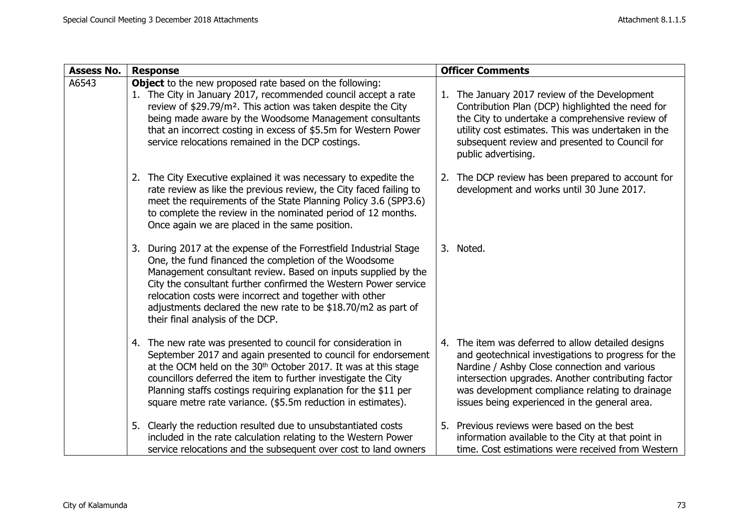| Assess No. | Response | Officer Comments |
|---|---|---|
| A6543 | **Object** to the new proposed rate based on the following:<br>1. The City in January 2017, recommended council accept a rate review of $29.79/m². This action was taken despite the City being made aware by the Woodsome Management consultants that an incorrect costing in excess of $5.5m for Western Power service relocations remained in the DCP costings. | 1. The January 2017 review of the Development Contribution Plan (DCP) highlighted the need for the City to undertake a comprehensive review of utility cost estimates. This was undertaken in the subsequent review and presented to Council for public advertising. |
| | 2. The City Executive explained it was necessary to expedite the rate review as like the previous review, the City faced failing to meet the requirements of the State Planning Policy 3.6 (SPP3.6) to complete the review in the nominated period of 12 months. Once again we are placed in the same position. | 2. The DCP review has been prepared to account for development and works until 30 June 2017. |
| | 3. During 2017 at the expense of the Forrestfield Industrial Stage One, the fund financed the completion of the Woodsome Management consultant review. Based on inputs supplied by the City the consultant further confirmed the Western Power service relocation costs were incorrect and together with other adjustments declared the new rate to be $18.70/m2 as part of their final analysis of the DCP. | 3. Noted. |
| | 4. The new rate was presented to council for consideration in September 2017 and again presented to council for endorsement at the OCM held on the 30th October 2017. It was at this stage councillors deferred the item to further investigate the City Planning staffs costings requiring explanation for the $11 per square metre rate variance. ($5.5m reduction in estimates). | 4. The item was deferred to allow detailed designs and geotechnical investigations to progress for the Nardine / Ashby Close connection and various intersection upgrades. Another contributing factor was development compliance relating to drainage issues being experienced in the general area. |
| | 5. Clearly the reduction resulted due to unsubstantiated costs included in the rate calculation relating to the Western Power service relocations and the subsequent over cost to land owners | 5. Previous reviews were based on the best information available to the City at that point in time. Cost estimations were received from Western |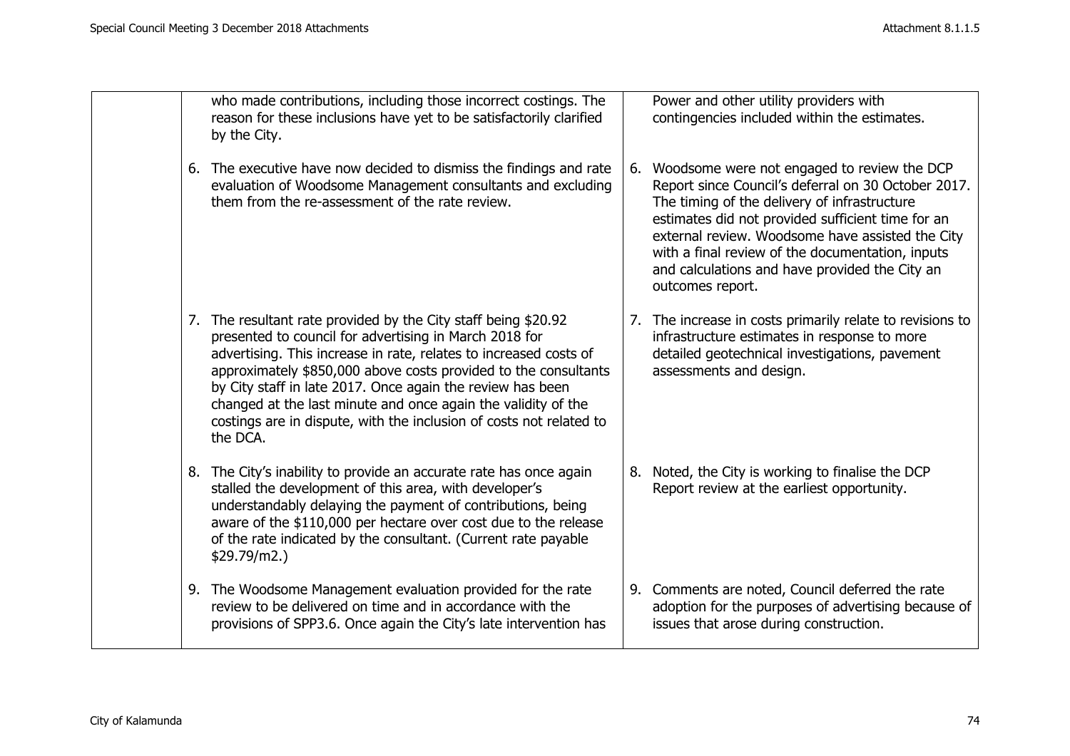| | | |
|---|---|---|
| | who made contributions, including those incorrect costings. The reason for these inclusions have yet to be satisfactorily clarified by the City. | Power and other utility providers with contingencies included within the estimates. |
| | 6. The executive have now decided to dismiss the findings and rate evaluation of Woodsome Management consultants and excluding them from the re-assessment of the rate review. | 6. Woodsome were not engaged to review the DCP Report since Council's deferral on 30 October 2017. The timing of the delivery of infrastructure estimates did not provided sufficient time for an external review. Woodsome have assisted the City with a final review of the documentation, inputs and calculations and have provided the City an outcomes report. |
| | 7. The resultant rate provided by the City staff being $20.92 presented to council for advertising in March 2018 for advertising. This increase in rate, relates to increased costs of approximately $850,000 above costs provided to the consultants by City staff in late 2017. Once again the review has been changed at the last minute and once again the validity of the costings are in dispute, with the inclusion of costs not related to the DCA. | 7. The increase in costs primarily relate to revisions to infrastructure estimates in response to more detailed geotechnical investigations, pavement assessments and design. |
| | 8. The City's inability to provide an accurate rate has once again stalled the development of this area, with developer's understandably delaying the payment of contributions, being aware of the $110,000 per hectare over cost due to the release of the rate indicated by the consultant. (Current rate payable $29.79/m2.) | 8. Noted, the City is working to finalise the DCP Report review at the earliest opportunity. |
| | 9. The Woodsome Management evaluation provided for the rate review to be delivered on time and in accordance with the provisions of SPP3.6. Once again the City's late intervention has | 9. Comments are noted, Council deferred the rate adoption for the purposes of advertising because of issues that arose during construction. |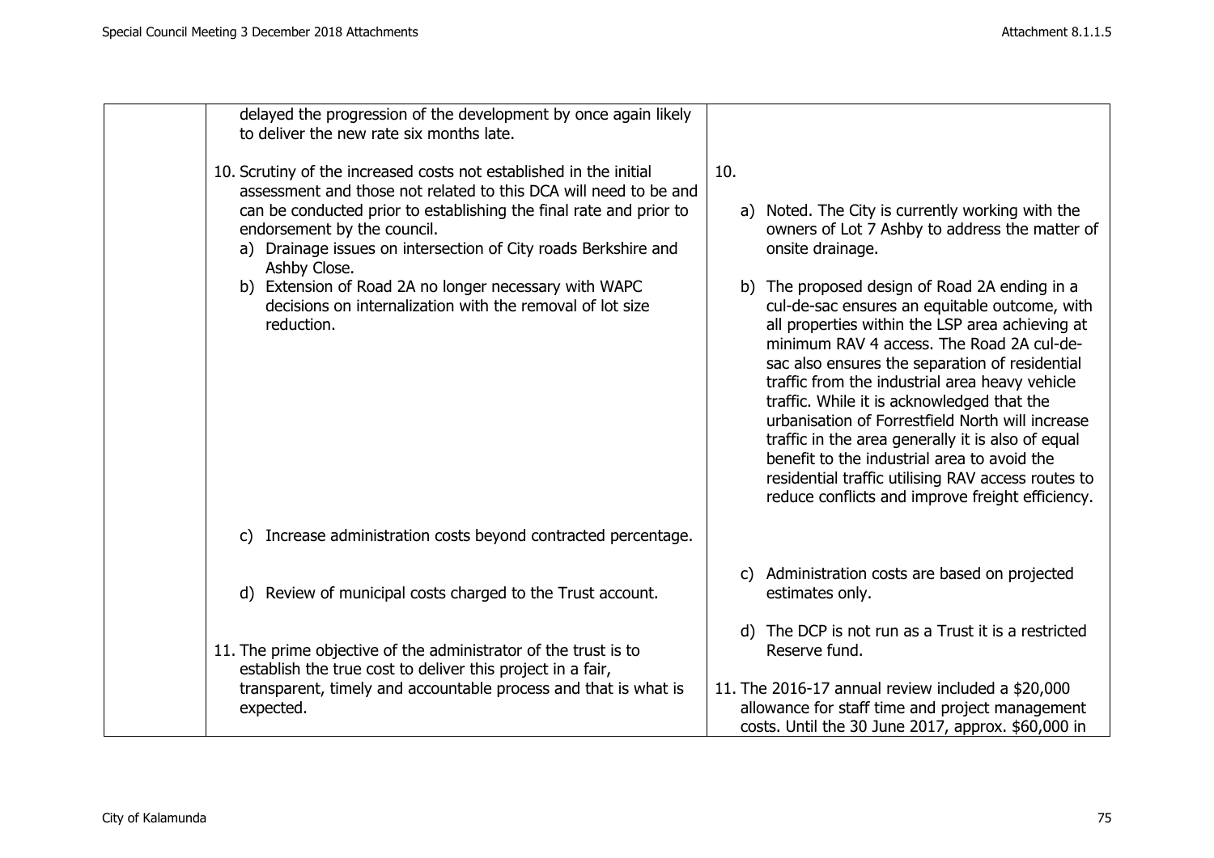| | | |
|---|---|---|
| | delayed the progression of the development by once again likely to deliver the new rate six months late.<br><br>10. Scrutiny of the increased costs not established in the initial assessment and those not related to this DCA will need to be and can be conducted prior to establishing the final rate and prior to endorsement by the council.<br>a) Drainage issues on intersection of City roads Berkshire and Ashby Close.<br>b) Extension of Road 2A no longer necessary with WAPC decisions on internalization with the removal of lot size reduction.<br><br>c) Increase administration costs beyond contracted percentage.<br><br>d) Review of municipal costs charged to the Trust account.<br><br>11. The prime objective of the administrator of the trust is to establish the true cost to deliver this project in a fair, transparent, timely and accountable process and that is what is expected. | 10.<br>a) Noted. The City is currently working with the owners of Lot 7 Ashby to address the matter of onsite drainage.<br><br>b) The proposed design of Road 2A ending in a cul-de-sac ensures an equitable outcome, with all properties within the LSP area achieving at minimum RAV 4 access. The Road 2A cul-de-sac also ensures the separation of residential traffic from the industrial area heavy vehicle traffic. While it is acknowledged that the urbanisation of Forrestfield North will increase traffic in the area generally it is also of equal benefit to the industrial area to avoid the residential traffic utilising RAV access routes to reduce conflicts and improve freight efficiency.<br><br>c) Administration costs are based on projected estimates only.<br><br>d) The DCP is not run as a Trust it is a restricted Reserve fund.<br><br>11. The 2016-17 annual review included a $20,000 allowance for staff time and project management costs. Until the 30 June 2017, approx. $60,000 in |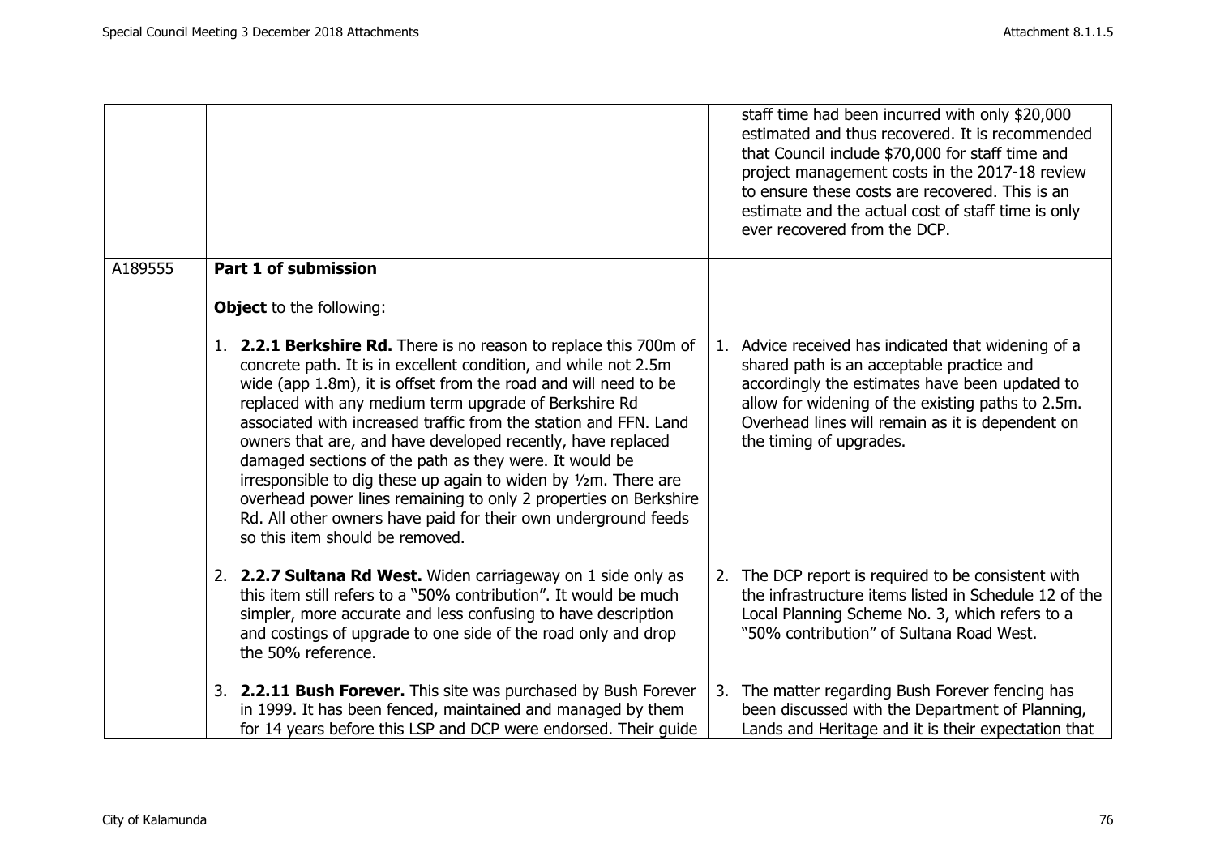| | | |
|---|---|---|
| | | staff time had been incurred with only $20,000 estimated and thus recovered. It is recommended that Council include $70,000 for staff time and project management costs in the 2017-18 review to ensure these costs are recovered. This is an estimate and the actual cost of staff time is only ever recovered from the DCP. |
| A189555 | **Part 1 of submission**<br><br>**Object** to the following: | |
| | 1. **2.2.1 Berkshire Rd.** There is no reason to replace this 700m of concrete path. It is in excellent condition, and while not 2.5m wide (app 1.8m), it is offset from the road and will need to be replaced with any medium term upgrade of Berkshire Rd associated with increased traffic from the station and FFN. Land owners that are, and have developed recently, have replaced damaged sections of the path as they were. It would be irresponsible to dig these up again to widen by ½m. There are overhead power lines remaining to only 2 properties on Berkshire Rd. All other owners have paid for their own underground feeds so this item should be removed. | 1. Advice received has indicated that widening of a shared path is an acceptable practice and accordingly the estimates have been updated to allow for widening of the existing paths to 2.5m. Overhead lines will remain as it is dependent on the timing of upgrades. |
| | 2. **2.2.7 Sultana Rd West.** Widen carriageway on 1 side only as this item still refers to a "50% contribution". It would be much simpler, more accurate and less confusing to have description and costings of upgrade to one side of the road only and drop the 50% reference. | 2. The DCP report is required to be consistent with the infrastructure items listed in Schedule 12 of the Local Planning Scheme No. 3, which refers to a "50% contribution" of Sultana Road West. |
| | 3. **2.2.11 Bush Forever.** This site was purchased by Bush Forever in 1999. It has been fenced, maintained and managed by them for 14 years before this LSP and DCP were endorsed. Their guide | 3. The matter regarding Bush Forever fencing has been discussed with the Department of Planning, Lands and Heritage and it is their expectation that |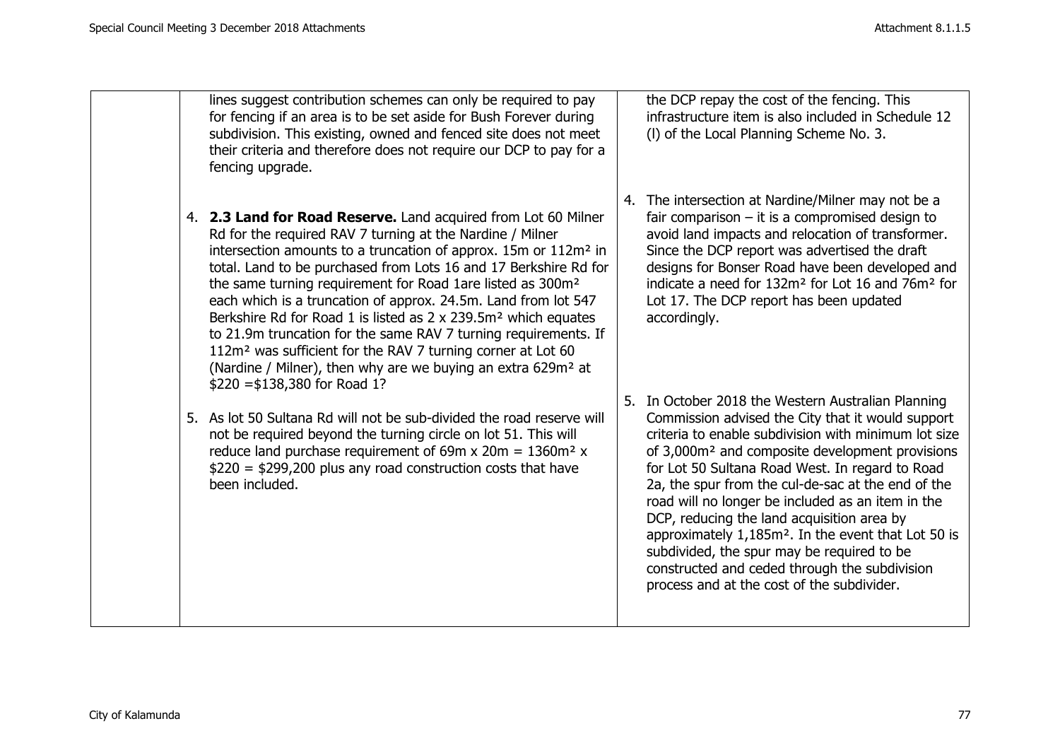| | Submission | Response |
|---|---|---|
| | lines suggest contribution schemes can only be required to pay for fencing if an area is to be set aside for Bush Forever during subdivision. This existing, owned and fenced site does not meet their criteria and therefore does not require our DCP to pay for a fencing upgrade. | the DCP repay the cost of the fencing. This infrastructure item is also included in Schedule 12 (l) of the Local Planning Scheme No. 3. |
| | 4. **2.3 Land for Road Reserve.** Land acquired from Lot 60 Milner Rd for the required RAV 7 turning at the Nardine / Milner intersection amounts to a truncation of approx. 15m or 112m² in total. Land to be purchased from Lots 16 and 17 Berkshire Rd for the same turning requirement for Road 1are listed as 300m² each which is a truncation of approx. 24.5m. Land from lot 547 Berkshire Rd for Road 1 is listed as 2 x 239.5m² which equates to 21.9m truncation for the same RAV 7 turning requirements. If 112m² was sufficient for the RAV 7 turning corner at Lot 60 (Nardine / Milner), then why are we buying an extra 629m² at $220 =$138,380 for Road 1? | 4. The intersection at Nardine/Milner may not be a fair comparison – it is a compromised design to avoid land impacts and relocation of transformer. Since the DCP report was advertised the draft designs for Bonser Road have been developed and indicate a need for 132m² for Lot 16 and 76m² for Lot 17. The DCP report has been updated accordingly. |
| | 5. As lot 50 Sultana Rd will not be sub-divided the road reserve will not be required beyond the turning circle on lot 51. This will reduce land purchase requirement of 69m x 20m = 1360m² x $220 = $299,200 plus any road construction costs that have been included. | 5. In October 2018 the Western Australian Planning Commission advised the City that it would support criteria to enable subdivision with minimum lot size of 3,000m² and composite development provisions for Lot 50 Sultana Road West. In regard to Road 2a, the spur from the cul-de-sac at the end of the road will no longer be included as an item in the DCP, reducing the land acquisition area by approximately 1,185m². In the event that Lot 50 is subdivided, the spur may be required to be constructed and ceded through the subdivision process and at the cost of the subdivider. |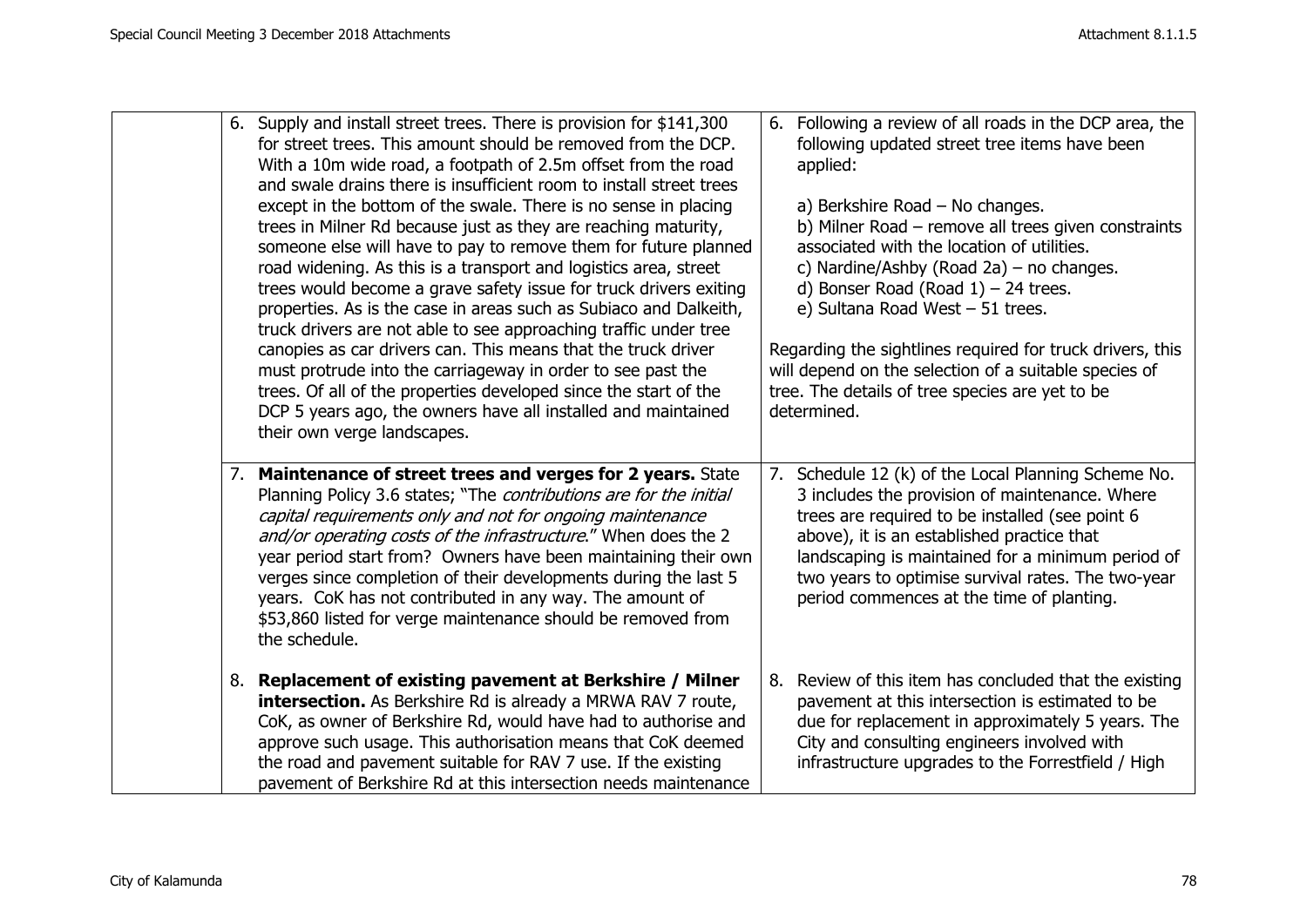| | | |
|---|---|---|
| | 6. Supply and install street trees. There is provision for $141,300 for street trees. This amount should be removed from the DCP. With a 10m wide road, a footpath of 2.5m offset from the road and swale drains there is insufficient room to install street trees except in the bottom of the swale. There is no sense in placing trees in Milner Rd because just as they are reaching maturity, someone else will have to pay to remove them for future planned road widening. As this is a transport and logistics area, street trees would become a grave safety issue for truck drivers exiting properties. As is the case in areas such as Subiaco and Dalkeith, truck drivers are not able to see approaching traffic under tree canopies as car drivers can. This means that the truck driver must protrude into the carriageway in order to see past the trees. Of all of the properties developed since the start of the DCP 5 years ago, the owners have all installed and maintained their own verge landscapes. | 6. Following a review of all roads in the DCP area, the following updated street tree items have been applied:<br><br>a) Berkshire Road – No changes.<br>b) Milner Road – remove all trees given constraints associated with the location of utilities.<br>c) Nardine/Ashby (Road 2a) – no changes.<br>d) Bonser Road (Road 1) – 24 trees.<br>e) Sultana Road West – 51 trees.<br><br>Regarding the sightlines required for truck drivers, this will depend on the selection of a suitable species of tree. The details of tree species are yet to be determined. |
| | 7. **Maintenance of street trees and verges for 2 years.** State Planning Policy 3.6 states; "The *contributions are for the initial capital requirements only and not for ongoing maintenance and/or operating costs of the infrastructure*." When does the 2 year period start from? Owners have been maintaining their own verges since completion of their developments during the last 5 years. CoK has not contributed in any way. The amount of $53,860 listed for verge maintenance should be removed from the schedule. | 7. Schedule 12 (k) of the Local Planning Scheme No. 3 includes the provision of maintenance. Where trees are required to be installed (see point 6 above), it is an established practice that landscaping is maintained for a minimum period of two years to optimise survival rates. The two-year period commences at the time of planting. |
| | 8. **Replacement of existing pavement at Berkshire / Milner intersection.** As Berkshire Rd is already a MRWA RAV 7 route, CoK, as owner of Berkshire Rd, would have had to authorise and approve such usage. This authorisation means that CoK deemed the road and pavement suitable for RAV 7 use. If the existing pavement of Berkshire Rd at this intersection needs maintenance | 8. Review of this item has concluded that the existing pavement at this intersection is estimated to be due for replacement in approximately 5 years. The City and consulting engineers involved with infrastructure upgrades to the Forrestfield / High |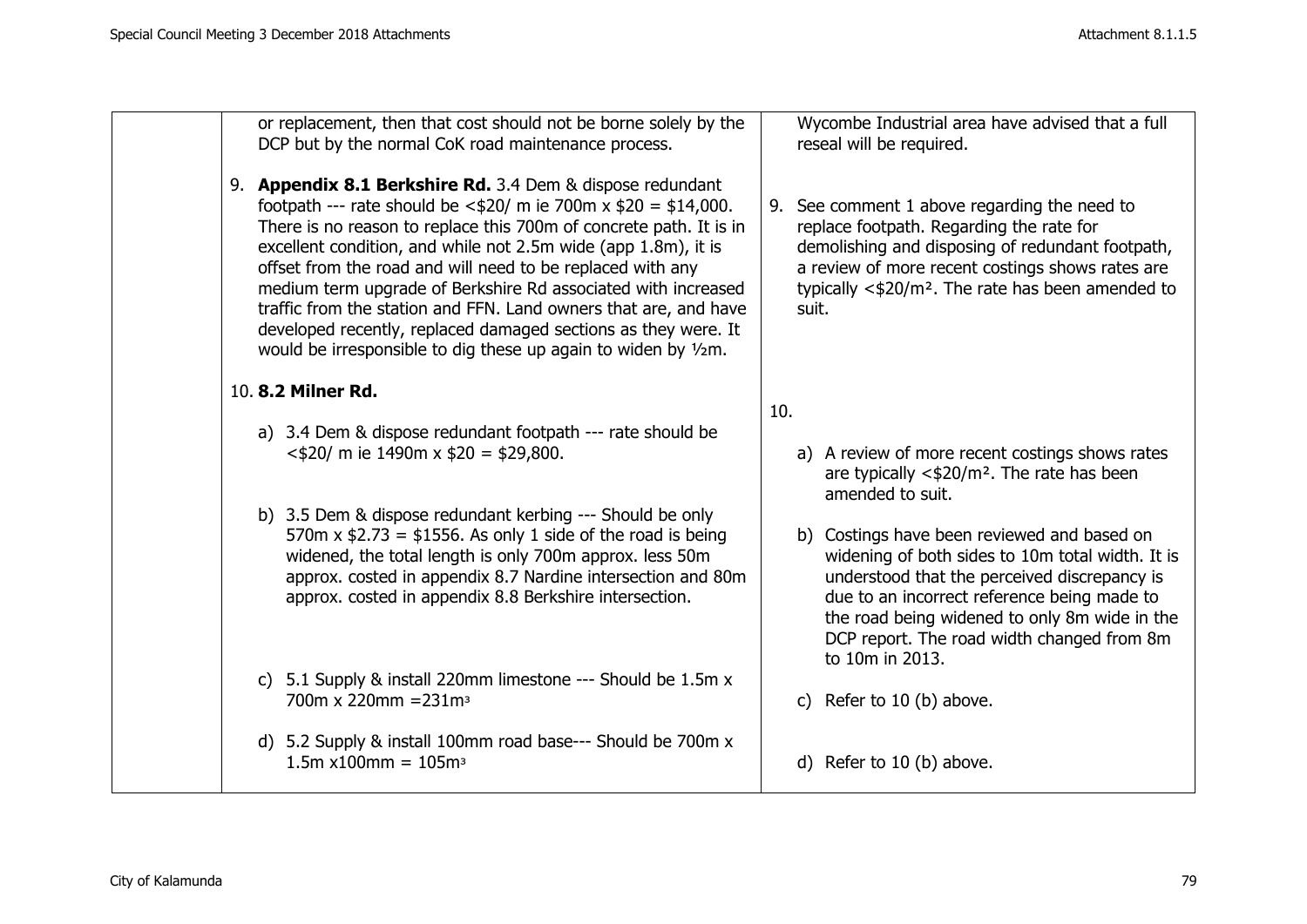| | Submission | Response |
|---|---|---|
| | or replacement, then that cost should not be borne solely by the DCP but by the normal CoK road maintenance process. | Wycombe Industrial area have advised that a full reseal will be required. |
| | 9. **Appendix 8.1 Berkshire Rd.** 3.4 Dem & dispose redundant footpath --- rate should be <$20/ m ie 700m x $20 = $14,000. There is no reason to replace this 700m of concrete path. It is in excellent condition, and while not 2.5m wide (app 1.8m), it is offset from the road and will need to be replaced with any medium term upgrade of Berkshire Rd associated with increased traffic from the station and FFN. Land owners that are, and have developed recently, replaced damaged sections as they were. It would be irresponsible to dig these up again to widen by ½m. | 9. See comment 1 above regarding the need to replace footpath. Regarding the rate for demolishing and disposing of redundant footpath, a review of more recent costings shows rates are typically <$20/m². The rate has been amended to suit. |
| | 10. **8.2 Milner Rd.** | 10. |
| | a) 3.4 Dem & dispose redundant footpath --- rate should be <$20/ m ie 1490m x $20 = $29,800. | a) A review of more recent costings shows rates are typically <$20/m². The rate has been amended to suit. |
| | b) 3.5 Dem & dispose redundant kerbing --- Should be only 570m x $2.73 = $1556. As only 1 side of the road is being widened, the total length is only 700m approx. less 50m approx. costed in appendix 8.7 Nardine intersection and 80m approx. costed in appendix 8.8 Berkshire intersection. | b) Costings have been reviewed and based on widening of both sides to 10m total width. It is understood that the perceived discrepancy is due to an incorrect reference being made to the road being widened to only 8m wide in the DCP report. The road width changed from 8m to 10m in 2013. |
| | c) 5.1 Supply & install 220mm limestone --- Should be 1.5m x 700m x 220mm =231m³ | c) Refer to 10 (b) above. |
| | d) 5.2 Supply & install 100mm road base--- Should be 700m x 1.5m x100mm = 105m³ | d) Refer to 10 (b) above. |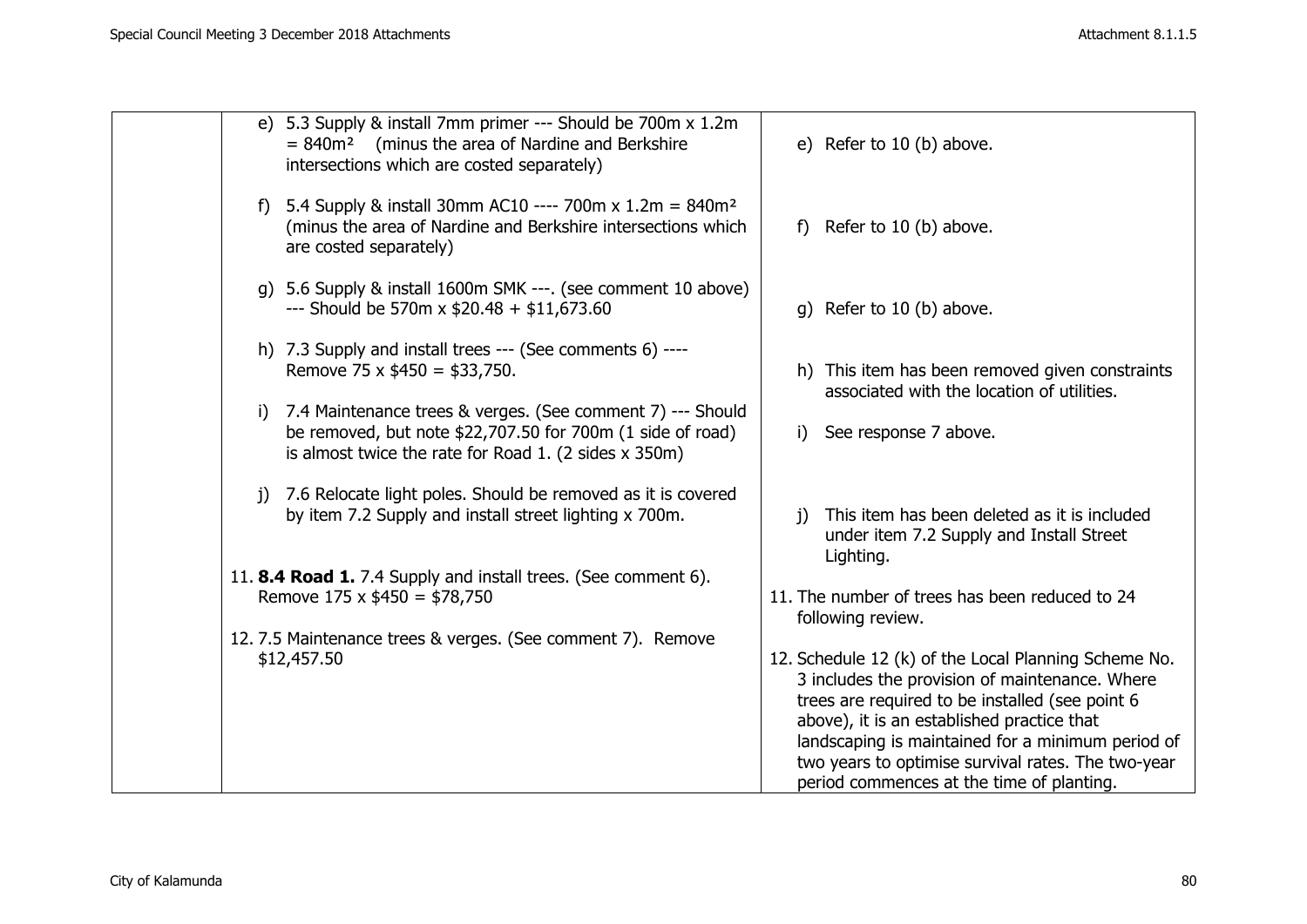| | | |
|---|---|---|
| | e) 5.3 Supply & install 7mm primer --- Should be 700m x 1.2m = 840m² (minus the area of Nardine and Berkshire intersections which are costed separately) | e) Refer to 10 (b) above. |
| | f) 5.4 Supply & install 30mm AC10 ---- 700m x 1.2m = 840m² (minus the area of Nardine and Berkshire intersections which are costed separately) | f) Refer to 10 (b) above. |
| | g) 5.6 Supply & install 1600m SMK ---. (see comment 10 above) --- Should be 570m x $20.48 + $11,673.60 | g) Refer to 10 (b) above. |
| | h) 7.3 Supply and install trees --- (See comments 6) ---- Remove 75 x $450 = $33,750. | h) This item has been removed given constraints associated with the location of utilities. |
| | i) 7.4 Maintenance trees & verges. (See comment 7) --- Should be removed, but note $22,707.50 for 700m (1 side of road) is almost twice the rate for Road 1. (2 sides x 350m) | i) See response 7 above. |
| | j) 7.6 Relocate light poles. Should be removed as it is covered by item 7.2 Supply and install street lighting x 700m. | j) This item has been deleted as it is included under item 7.2 Supply and Install Street Lighting. |
| | 11. **8.4 Road 1.** 7.4 Supply and install trees. (See comment 6). Remove 175 x $450 = $78,750 | 11. The number of trees has been reduced to 24 following review. |
| | 12. 7.5 Maintenance trees & verges. (See comment 7). Remove $12,457.50 | 12. Schedule 12 (k) of the Local Planning Scheme No. 3 includes the provision of maintenance. Where trees are required to be installed (see point 6 above), it is an established practice that landscaping is maintained for a minimum period of two years to optimise survival rates. The two-year period commences at the time of planting. |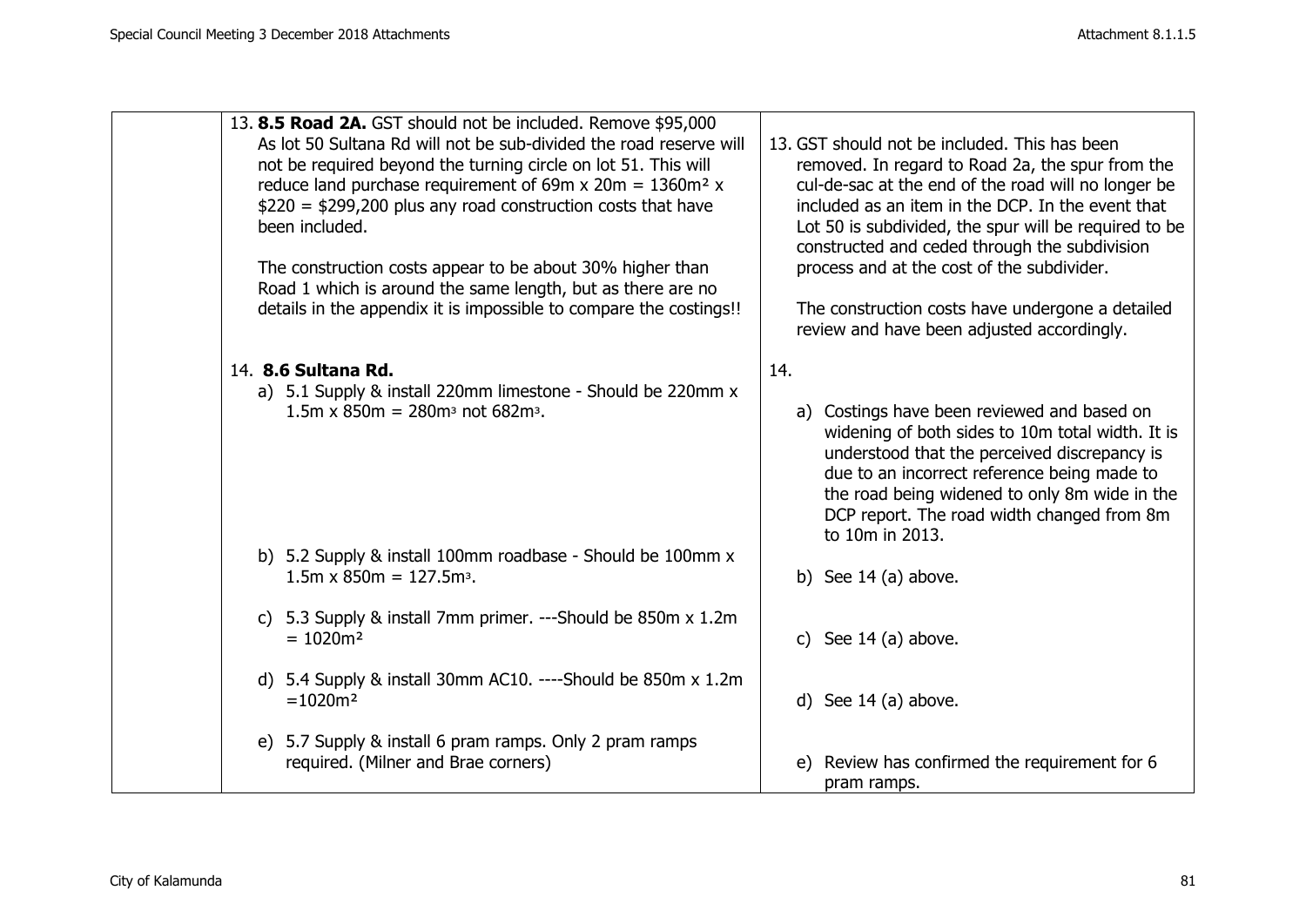| | | |
|---|---|---|
| | 13. **8.5 Road 2A.** GST should not be included. Remove $95,000 As lot 50 Sultana Rd will not be sub-divided the road reserve will not be required beyond the turning circle on lot 51. This will reduce land purchase requirement of 69m x 20m = 1360m² x $220 = $299,200 plus any road construction costs that have been included.<br><br>The construction costs appear to be about 30% higher than Road 1 which is around the same length, but as there are no details in the appendix it is impossible to compare the costings!! | 13. GST should not be included. This has been removed. In regard to Road 2a, the spur from the cul-de-sac at the end of the road will no longer be included as an item in the DCP. In the event that Lot 50 is subdivided, the spur will be required to be constructed and ceded through the subdivision process and at the cost of the subdivider.<br><br>The construction costs have undergone a detailed review and have been adjusted accordingly. |
| | 14. **8.6 Sultana Rd.**<br>a) 5.1 Supply & install 220mm limestone - Should be 220mm x 1.5m x 850m = 280m³ not 682m³. | 14.<br>a) Costings have been reviewed and based on widening of both sides to 10m total width. It is understood that the perceived discrepancy is due to an incorrect reference being made to the road being widened to only 8m wide in the DCP report. The road width changed from 8m to 10m in 2013. |
| | b) 5.2 Supply & install 100mm roadbase - Should be 100mm x 1.5m x 850m = 127.5m³. | b) See 14 (a) above. |
| | c) 5.3 Supply & install 7mm primer. ---Should be 850m x 1.2m = 1020m² | c) See 14 (a) above. |
| | d) 5.4 Supply & install 30mm AC10. ----Should be 850m x 1.2m =1020m² | d) See 14 (a) above. |
| | e) 5.7 Supply & install 6 pram ramps. Only 2 pram ramps required. (Milner and Brae corners) | e) Review has confirmed the requirement for 6 pram ramps. |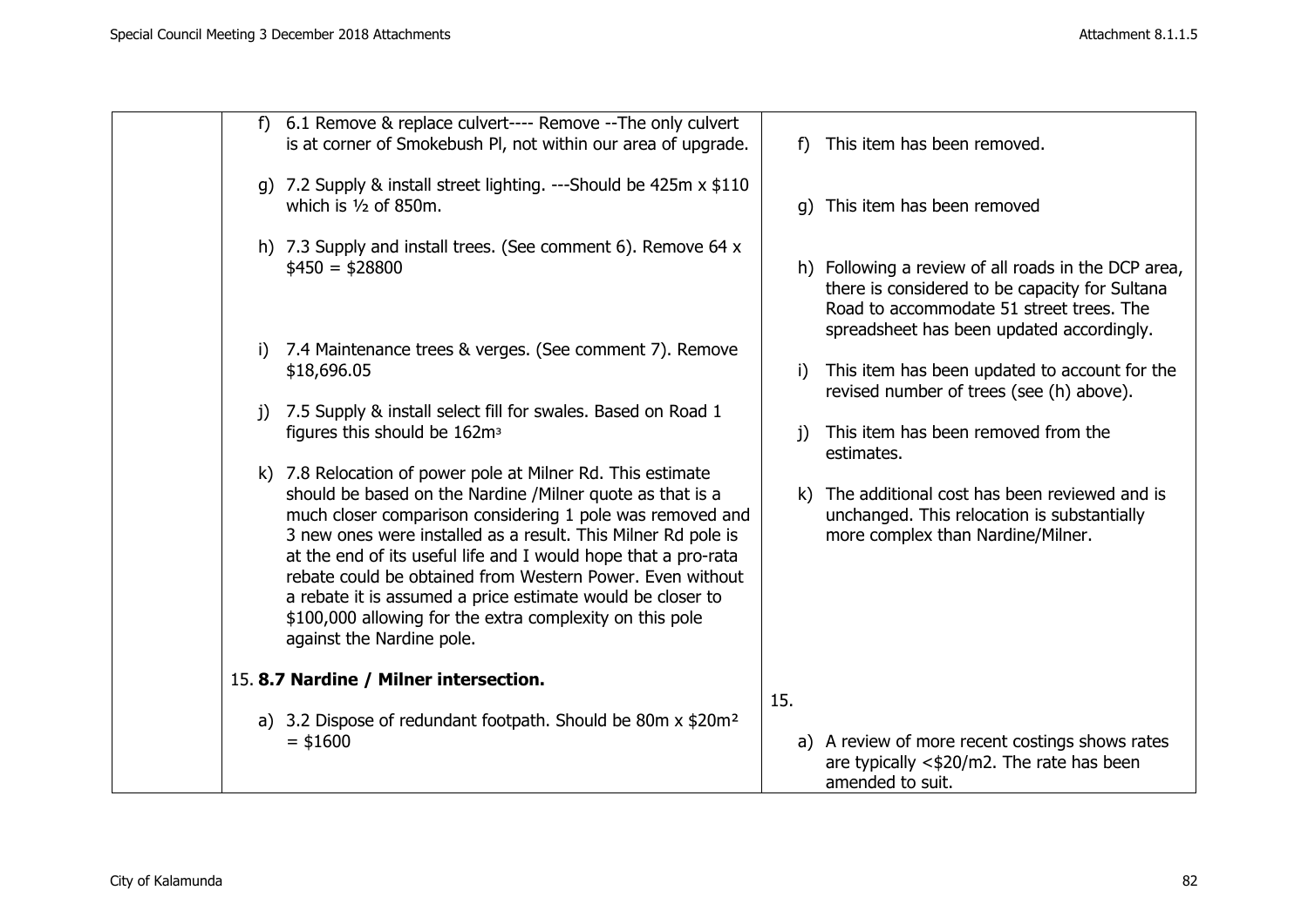| | | |
|---|---|---|
| | f) 6.1 Remove & replace culvert---- Remove --The only culvert is at corner of Smokebush Pl, not within our area of upgrade. | f) This item has been removed. |
| | g) 7.2 Supply & install street lighting. ---Should be 425m x $110 which is ½ of 850m. | g) This item has been removed |
| | h) 7.3 Supply and install trees. (See comment 6). Remove 64 x $450 = $28800 | h) Following a review of all roads in the DCP area, there is considered to be capacity for Sultana Road to accommodate 51 street trees. The spreadsheet has been updated accordingly. |
| | i) 7.4 Maintenance trees & verges. (See comment 7). Remove $18,696.05 | i) This item has been updated to account for the revised number of trees (see (h) above). |
| | j) 7.5 Supply & install select fill for swales. Based on Road 1 figures this should be 162m³ | j) This item has been removed from the estimates. |
| | k) 7.8 Relocation of power pole at Milner Rd. This estimate should be based on the Nardine /Milner quote as that is a much closer comparison considering 1 pole was removed and 3 new ones were installed as a result. This Milner Rd pole is at the end of its useful life and I would hope that a pro-rata rebate could be obtained from Western Power. Even without a rebate it is assumed a price estimate would be closer to $100,000 allowing for the extra complexity on this pole against the Nardine pole. | k) The additional cost has been reviewed and is unchanged. This relocation is substantially more complex than Nardine/Milner. |
| | 15. **8.7 Nardine / Milner intersection.** | 15. |
| | a) 3.2 Dispose of redundant footpath. Should be 80m x $20m² = $1600 | a) A review of more recent costings shows rates are typically <$20/m2. The rate has been amended to suit. |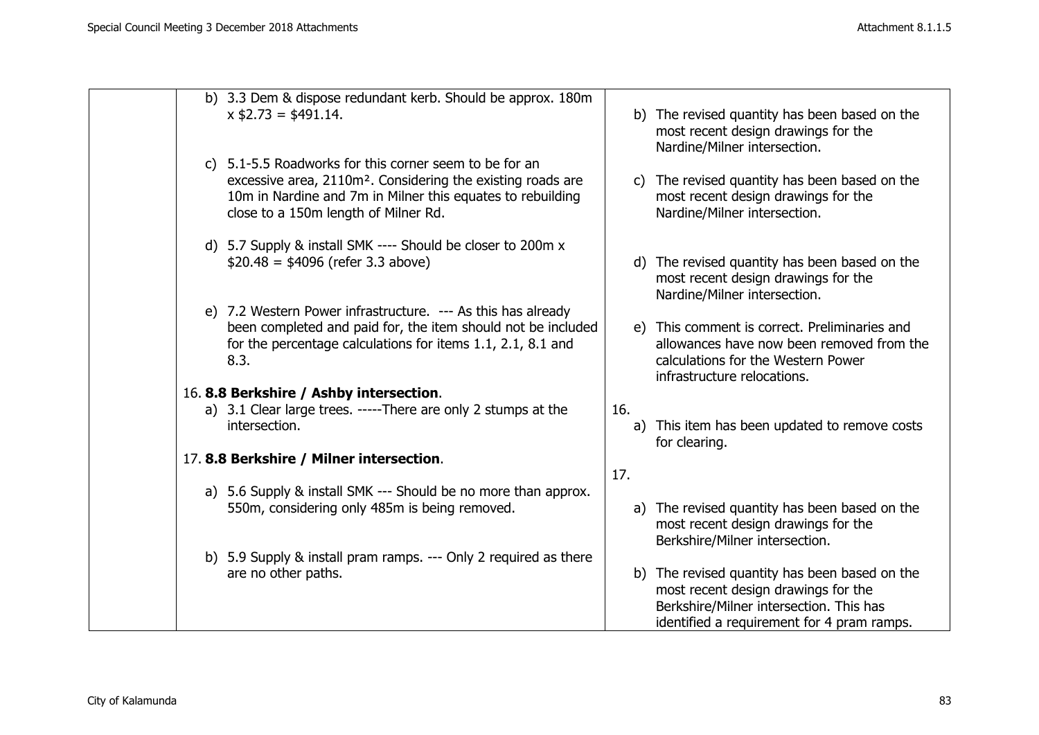| | | |
|---|---|---|
| | b) 3.3 Dem & dispose redundant kerb. Should be approx. 180m x $2.73 = $491.14. | b) The revised quantity has been based on the most recent design drawings for the Nardine/Milner intersection. |
| | c) 5.1-5.5 Roadworks for this corner seem to be for an excessive area, 2110m². Considering the existing roads are 10m in Nardine and 7m in Milner this equates to rebuilding close to a 150m length of Milner Rd. | c) The revised quantity has been based on the most recent design drawings for the Nardine/Milner intersection. |
| | d) 5.7 Supply & install SMK ---- Should be closer to 200m x $20.48 = $4096 (refer 3.3 above) | d) The revised quantity has been based on the most recent design drawings for the Nardine/Milner intersection. |
| | e) 7.2 Western Power infrastructure. --- As this has already been completed and paid for, the item should not be included for the percentage calculations for items 1.1, 2.1, 8.1 and 8.3. | e) This comment is correct. Preliminaries and allowances have now been removed from the calculations for the Western Power infrastructure relocations. |
| | 16. **8.8 Berkshire / Ashby intersection**. | 16. |
| | a) 3.1 Clear large trees. -----There are only 2 stumps at the intersection. | a) This item has been updated to remove costs for clearing. |
| | 17. **8.8 Berkshire / Milner intersection**. | 17. |
| | a) 5.6 Supply & install SMK --- Should be no more than approx. 550m, considering only 485m is being removed. | a) The revised quantity has been based on the most recent design drawings for the Berkshire/Milner intersection. |
| | b) 5.9 Supply & install pram ramps. --- Only 2 required as there are no other paths. | b) The revised quantity has been based on the most recent design drawings for the Berkshire/Milner intersection. This has identified a requirement for 4 pram ramps. |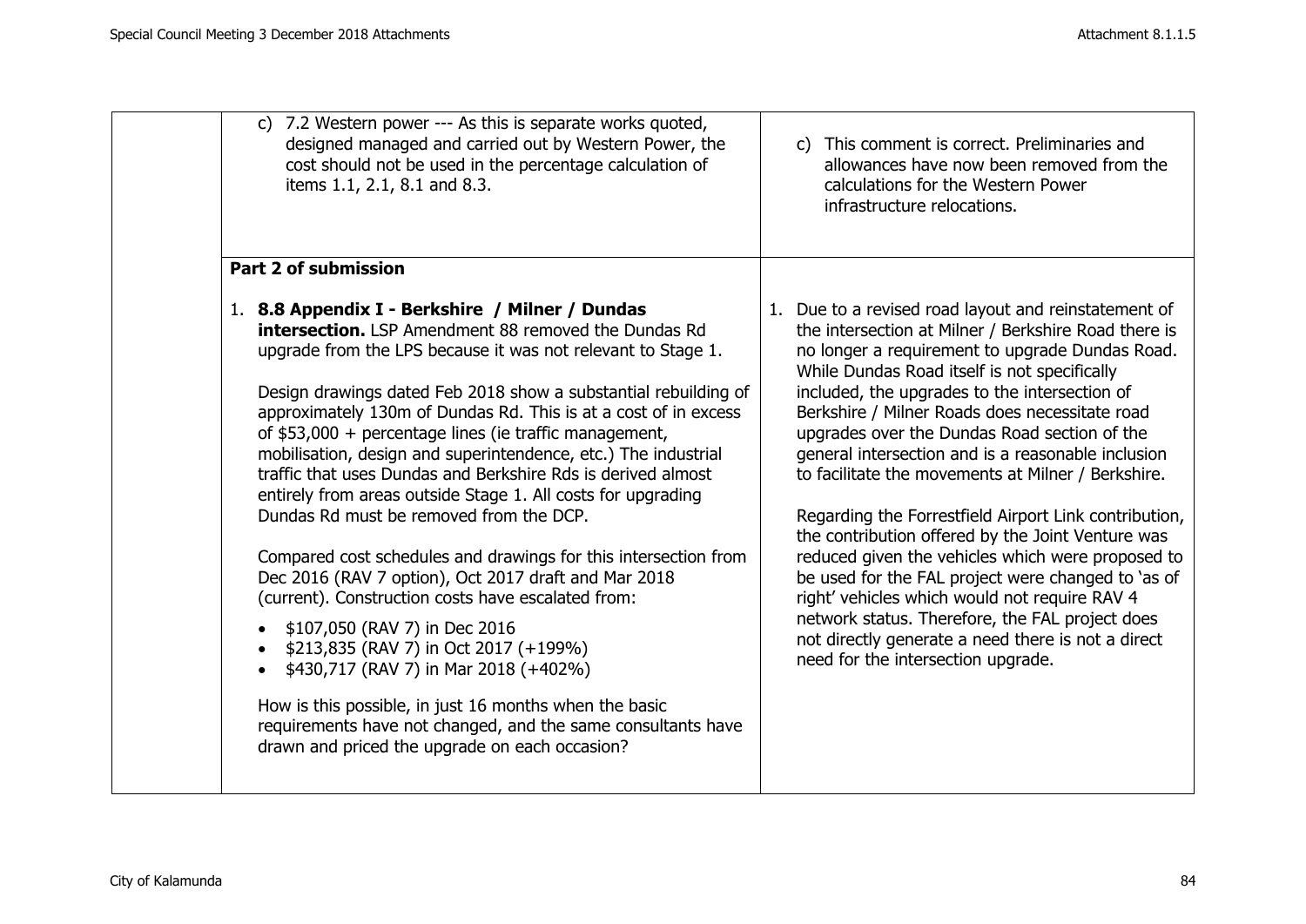| | Submission | Response |
|---|---|---|
| | c) 7.2 Western power --- As this is separate works quoted, designed managed and carried out by Western Power, the cost should not be used in the percentage calculation of items 1.1, 2.1, 8.1 and 8.3. | c) This comment is correct. Preliminaries and allowances have now been removed from the calculations for the Western Power infrastructure relocations. |
| | **Part 2 of submission**<br><br>1. **8.8 Appendix I - Berkshire / Milner / Dundas intersection.** LSP Amendment 88 removed the Dundas Rd upgrade from the LPS because it was not relevant to Stage 1.<br><br>Design drawings dated Feb 2018 show a substantial rebuilding of approximately 130m of Dundas Rd. This is at a cost of in excess of $53,000 + percentage lines (ie traffic management, mobilisation, design and superintendence, etc.) The industrial traffic that uses Dundas and Berkshire Rds is derived almost entirely from areas outside Stage 1. All costs for upgrading Dundas Rd must be removed from the DCP.<br><br>Compared cost schedules and drawings for this intersection from Dec 2016 (RAV 7 option), Oct 2017 draft and Mar 2018 (current). Construction costs have escalated from:<br>• $107,050 (RAV 7) in Dec 2016<br>• $213,835 (RAV 7) in Oct 2017 (+199%)<br>• $430,717 (RAV 7) in Mar 2018 (+402%)<br><br>How is this possible, in just 16 months when the basic requirements have not changed, and the same consultants have drawn and priced the upgrade on each occasion? | 1. Due to a revised road layout and reinstatement of the intersection at Milner / Berkshire Road there is no longer a requirement to upgrade Dundas Road. While Dundas Road itself is not specifically included, the upgrades to the intersection of Berkshire / Milner Roads does necessitate road upgrades over the Dundas Road section of the general intersection and is a reasonable inclusion to facilitate the movements at Milner / Berkshire.<br><br>Regarding the Forrestfield Airport Link contribution, the contribution offered by the Joint Venture was reduced given the vehicles which were proposed to be used for the FAL project were changed to 'as of right' vehicles which would not require RAV 4 network status. Therefore, the FAL project does not directly generate a need there is not a direct need for the intersection upgrade. |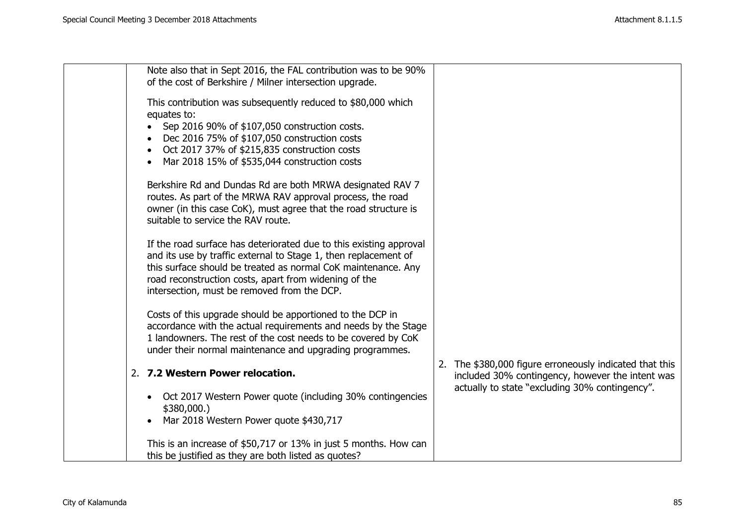| | | |
|---|---|---|
| | Note also that in Sept 2016, the FAL contribution was to be 90% of the cost of Berkshire / Milner intersection upgrade.<br><br>This contribution was subsequently reduced to $80,000 which equates to:<br>• Sep 2016 90% of $107,050 construction costs.<br>• Dec 2016 75% of $107,050 construction costs<br>• Oct 2017 37% of $215,835 construction costs<br>• Mar 2018 15% of $535,044 construction costs<br><br>Berkshire Rd and Dundas Rd are both MRWA designated RAV 7 routes. As part of the MRWA RAV approval process, the road owner (in this case CoK), must agree that the road structure is suitable to service the RAV route.<br><br>If the road surface has deteriorated due to this existing approval and its use by traffic external to Stage 1, then replacement of this surface should be treated as normal CoK maintenance. Any road reconstruction costs, apart from widening of the intersection, must be removed from the DCP.<br><br>Costs of this upgrade should be apportioned to the DCP in accordance with the actual requirements and needs by the Stage 1 landowners. The rest of the cost needs to be covered by CoK under their normal maintenance and upgrading programmes.<br><br>2. **7.2 Western Power relocation.**<br><br>• Oct 2017 Western Power quote (including 30% contingencies $380,000.)<br>• Mar 2018 Western Power quote $430,717<br><br>This is an increase of $50,717 or 13% in just 5 months. How can this be justified as they are both listed as quotes? | 2. The $380,000 figure erroneously indicated that this included 30% contingency, however the intent was actually to state "excluding 30% contingency". |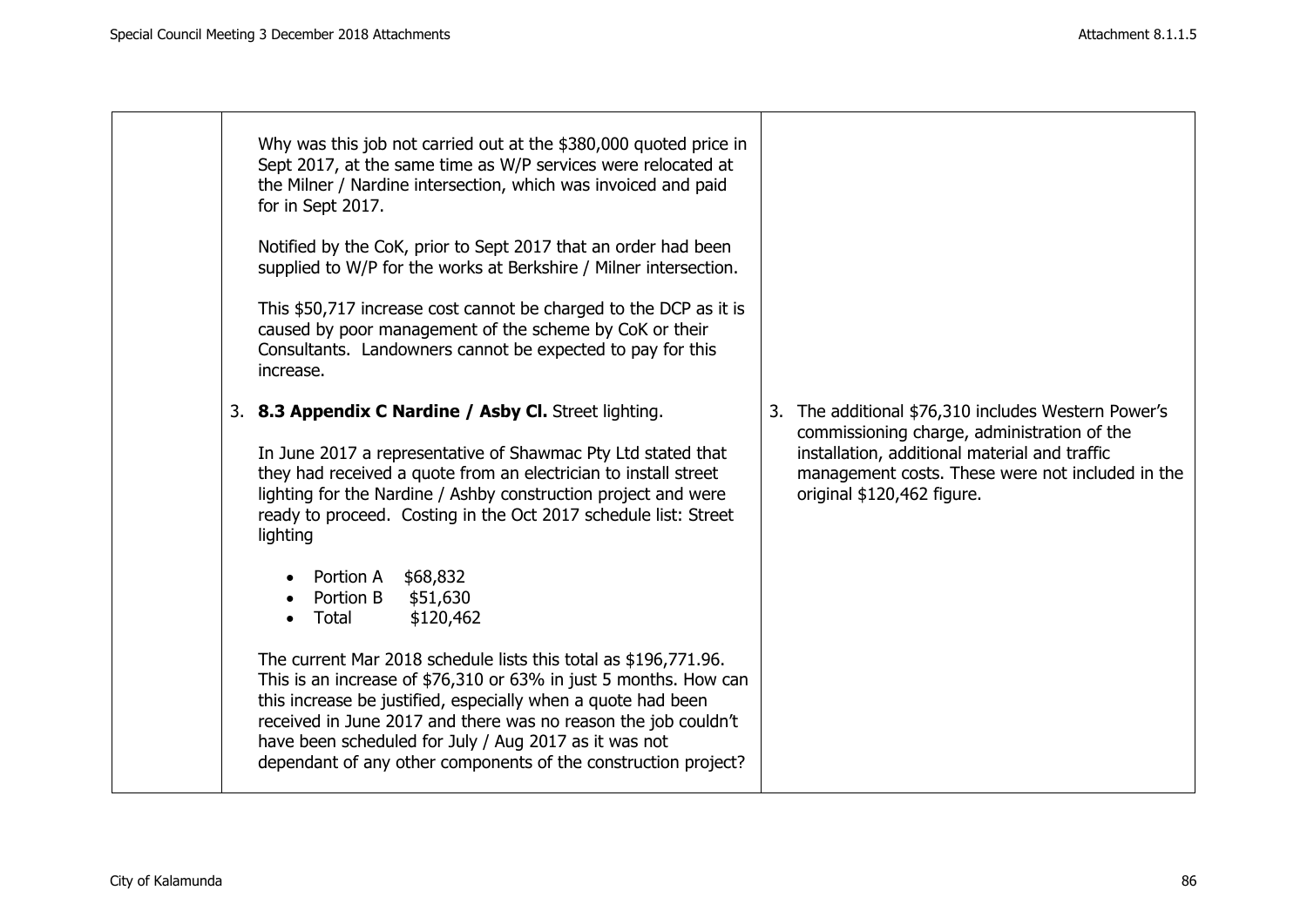| | | |
|---|---|---|
| | Why was this job not carried out at the $380,000 quoted price in Sept 2017, at the same time as W/P services were relocated at the Milner / Nardine intersection, which was invoiced and paid for in Sept 2017.<br><br>Notified by the CoK, prior to Sept 2017 that an order had been supplied to W/P for the works at Berkshire / Milner intersection.<br><br>This $50,717 increase cost cannot be charged to the DCP as it is caused by poor management of the scheme by CoK or their Consultants. Landowners cannot be expected to pay for this increase. | |
| | 3. **8.3 Appendix C Nardine / Asby Cl.** Street lighting.<br><br>In June 2017 a representative of Shawmac Pty Ltd stated that they had received a quote from an electrician to install street lighting for the Nardine / Ashby construction project and were ready to proceed. Costing in the Oct 2017 schedule list: Street lighting<br><br>• Portion A $68,832<br>• Portion B $51,630<br>• Total $120,462<br><br>The current Mar 2018 schedule lists this total as $196,771.96. This is an increase of $76,310 or 63% in just 5 months. How can this increase be justified, especially when a quote had been received in June 2017 and there was no reason the job couldn't have been scheduled for July / Aug 2017 as it was not dependant of any other components of the construction project? | 3. The additional $76,310 includes Western Power's commissioning charge, administration of the installation, additional material and traffic management costs. These were not included in the original $120,462 figure. |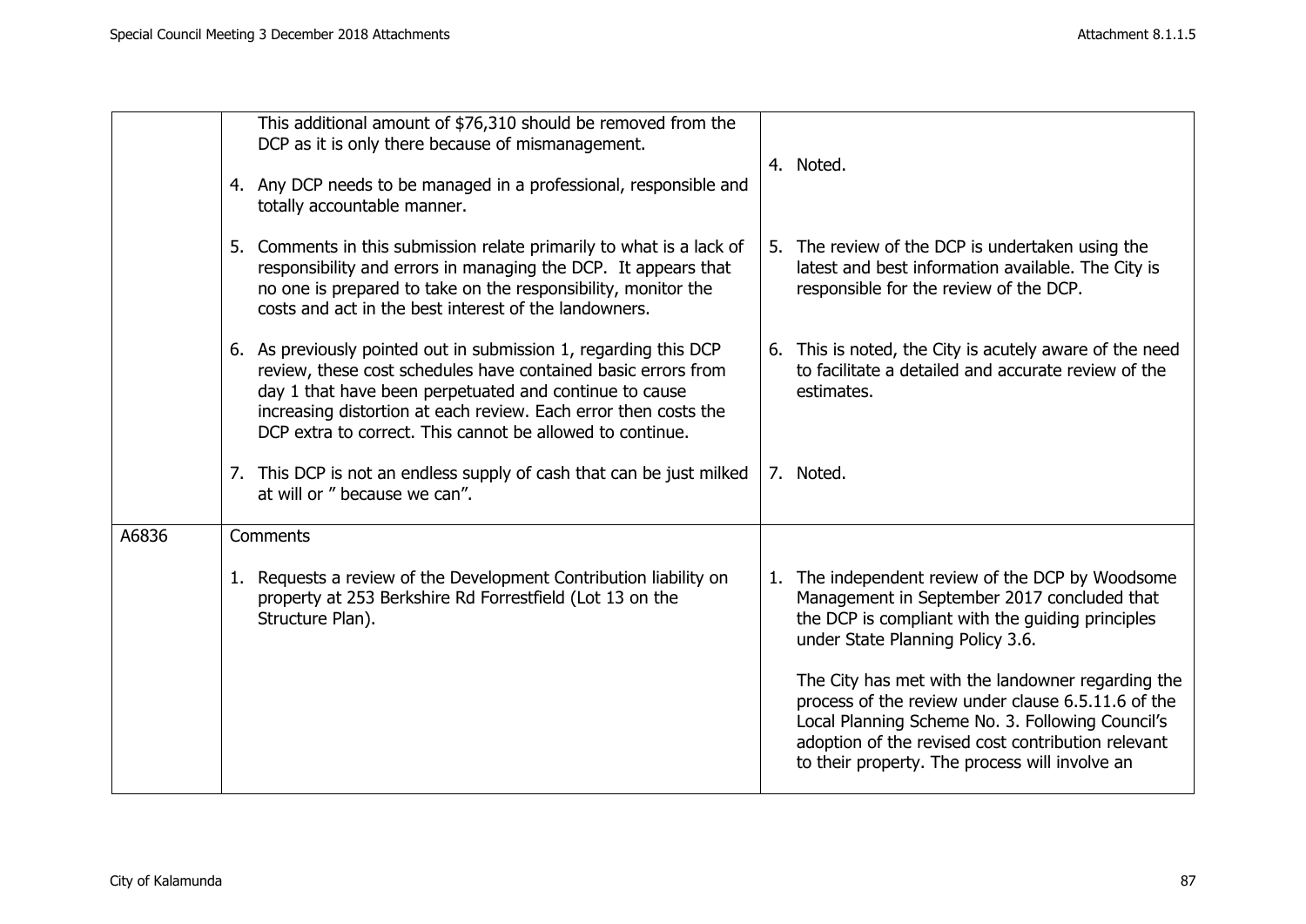| | | |
|---|---|---|
| | This additional amount of $76,310 should be removed from the DCP as it is only there because of mismanagement.<br><br>4. Any DCP needs to be managed in a professional, responsible and totally accountable manner.<br><br>5. Comments in this submission relate primarily to what is a lack of responsibility and errors in managing the DCP. It appears that no one is prepared to take on the responsibility, monitor the costs and act in the best interest of the landowners.<br><br>6. As previously pointed out in submission 1, regarding this DCP review, these cost schedules have contained basic errors from day 1 that have been perpetuated and continue to cause increasing distortion at each review. Each error then costs the DCP extra to correct. This cannot be allowed to continue.<br><br>7. This DCP is not an endless supply of cash that can be just milked at will or " because we can". | 4. Noted.<br><br>5. The review of the DCP is undertaken using the latest and best information available. The City is responsible for the review of the DCP.<br><br>6. This is noted, the City is acutely aware of the need to facilitate a detailed and accurate review of the estimates.<br><br>7. Noted. |
| A6836 | Comments<br><br>1. Requests a review of the Development Contribution liability on property at 253 Berkshire Rd Forrestfield (Lot 13 on the Structure Plan). | 1. The independent review of the DCP by Woodsome Management in September 2017 concluded that the DCP is compliant with the guiding principles under State Planning Policy 3.6.<br><br>The City has met with the landowner regarding the process of the review under clause 6.5.11.6 of the Local Planning Scheme No. 3. Following Council's adoption of the revised cost contribution relevant to their property. The process will involve an |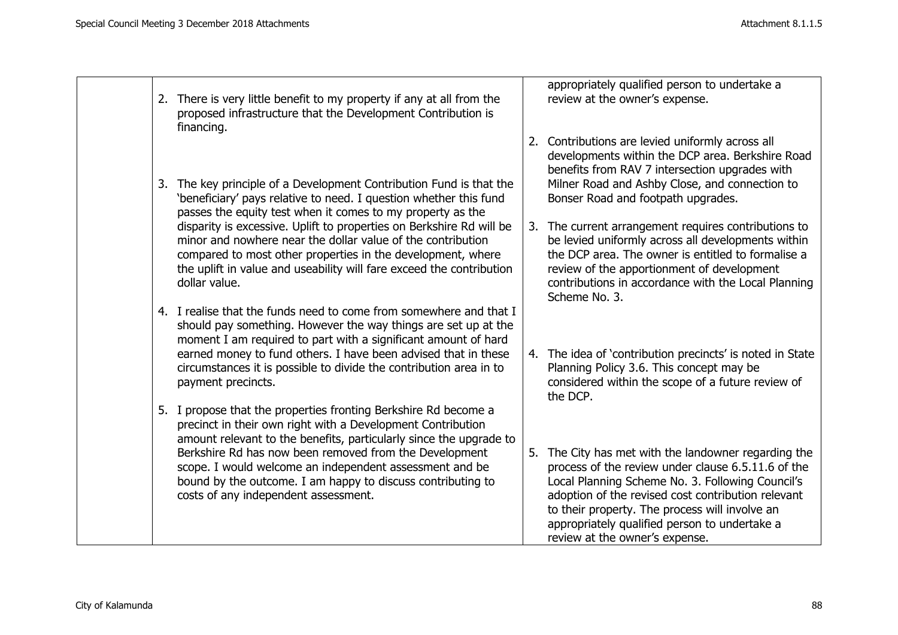| | | |
|---|---|---|
| | | appropriately qualified person to undertake a review at the owner's expense. |
| | 2. There is very little benefit to my property if any at all from the proposed infrastructure that the Development Contribution is financing. | 2. Contributions are levied uniformly across all developments within the DCP area. Berkshire Road benefits from RAV 7 intersection upgrades with Milner Road and Ashby Close, and connection to Bonser Road and footpath upgrades. |
| | 3. The key principle of a Development Contribution Fund is that the 'beneficiary' pays relative to need. I question whether this fund passes the equity test when it comes to my property as the disparity is excessive. Uplift to properties on Berkshire Rd will be minor and nowhere near the dollar value of the contribution compared to most other properties in the development, where the uplift in value and useability will fare exceed the contribution dollar value. | 3. The current arrangement requires contributions to be levied uniformly across all developments within the DCP area. The owner is entitled to formalise a review of the apportionment of development contributions in accordance with the Local Planning Scheme No. 3. |
| | 4. I realise that the funds need to come from somewhere and that I should pay something. However the way things are set up at the moment I am required to part with a significant amount of hard earned money to fund others. I have been advised that in these circumstances it is possible to divide the contribution area in to payment precincts. | 4. The idea of 'contribution precincts' is noted in State Planning Policy 3.6. This concept may be considered within the scope of a future review of the DCP. |
| | 5. I propose that the properties fronting Berkshire Rd become a precinct in their own right with a Development Contribution amount relevant to the benefits, particularly since the upgrade to Berkshire Rd has now been removed from the Development scope. I would welcome an independent assessment and be bound by the outcome. I am happy to discuss contributing to costs of any independent assessment. | 5. The City has met with the landowner regarding the process of the review under clause 6.5.11.6 of the Local Planning Scheme No. 3. Following Council's adoption of the revised cost contribution relevant to their property. The process will involve an appropriately qualified person to undertake a review at the owner's expense. |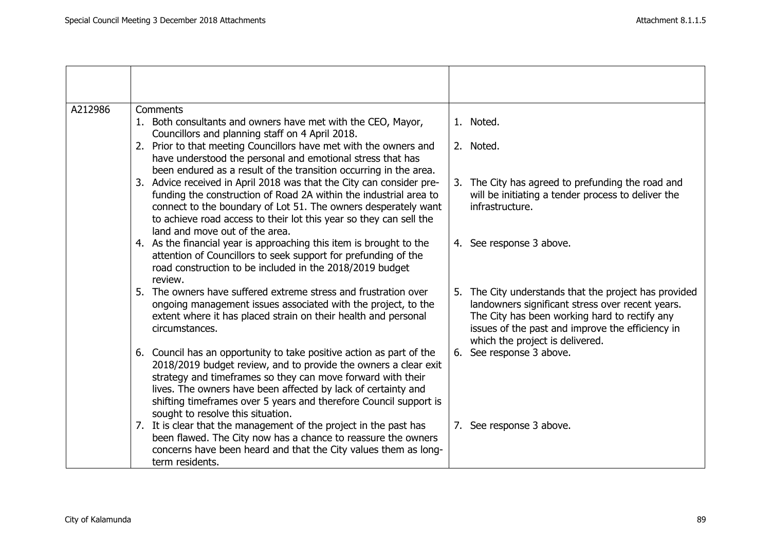|  |  |  |
|---|---|---|
| A212986 | Comments<br>1. Both consultants and owners have met with the CEO, Mayor, Councillors and planning staff on 4 April 2018.<br>2. Prior to that meeting Councillors have met with the owners and have understood the personal and emotional stress that has been endured as a result of the transition occurring in the area.<br>3. Advice received in April 2018 was that the City can consider pre-funding the construction of Road 2A within the industrial area to connect to the boundary of Lot 51. The owners desperately want to achieve road access to their lot this year so they can sell the land and move out of the area.<br>4. As the financial year is approaching this item is brought to the attention of Councillors to seek support for prefunding of the road construction to be included in the 2018/2019 budget review.<br>5. The owners have suffered extreme stress and frustration over ongoing management issues associated with the project, to the extent where it has placed strain on their health and personal circumstances.<br>6. Council has an opportunity to take positive action as part of the 2018/2019 budget review, and to provide the owners a clear exit strategy and timeframes so they can move forward with their lives. The owners have been affected by lack of certainty and shifting timeframes over 5 years and therefore Council support is sought to resolve this situation.<br>7. It is clear that the management of the project in the past has been flawed. The City now has a chance to reassure the owners concerns have been heard and that the City values them as long-term residents. | 1. Noted.<br>2. Noted.<br>3. The City has agreed to prefunding the road and will be initiating a tender process to deliver the infrastructure.<br>4. See response 3 above.<br>5. The City understands that the project has provided landowners significant stress over recent years. The City has been working hard to rectify any issues of the past and improve the efficiency in which the project is delivered.<br>6. See response 3 above.<br>7. See response 3 above. |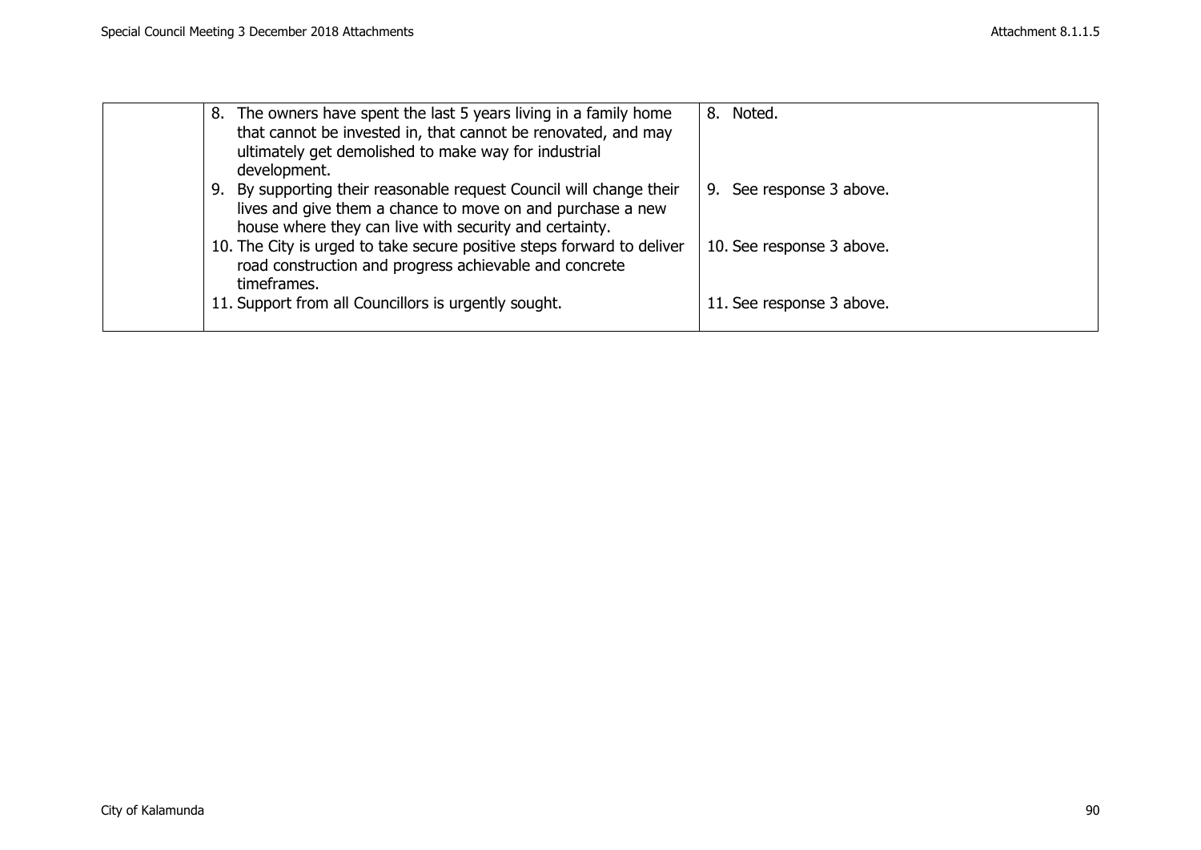| | | |
|---|---|---|
| | 8. The owners have spent the last 5 years living in a family home that cannot be invested in, that cannot be renovated, and may ultimately get demolished to make way for industrial development. | 8. Noted. |
| | 9. By supporting their reasonable request Council will change their lives and give them a chance to move on and purchase a new house where they can live with security and certainty. | 9. See response 3 above. |
| | 10. The City is urged to take secure positive steps forward to deliver road construction and progress achievable and concrete timeframes. | 10. See response 3 above. |
| | 11. Support from all Councillors is urgently sought. | 11. See response 3 above. |